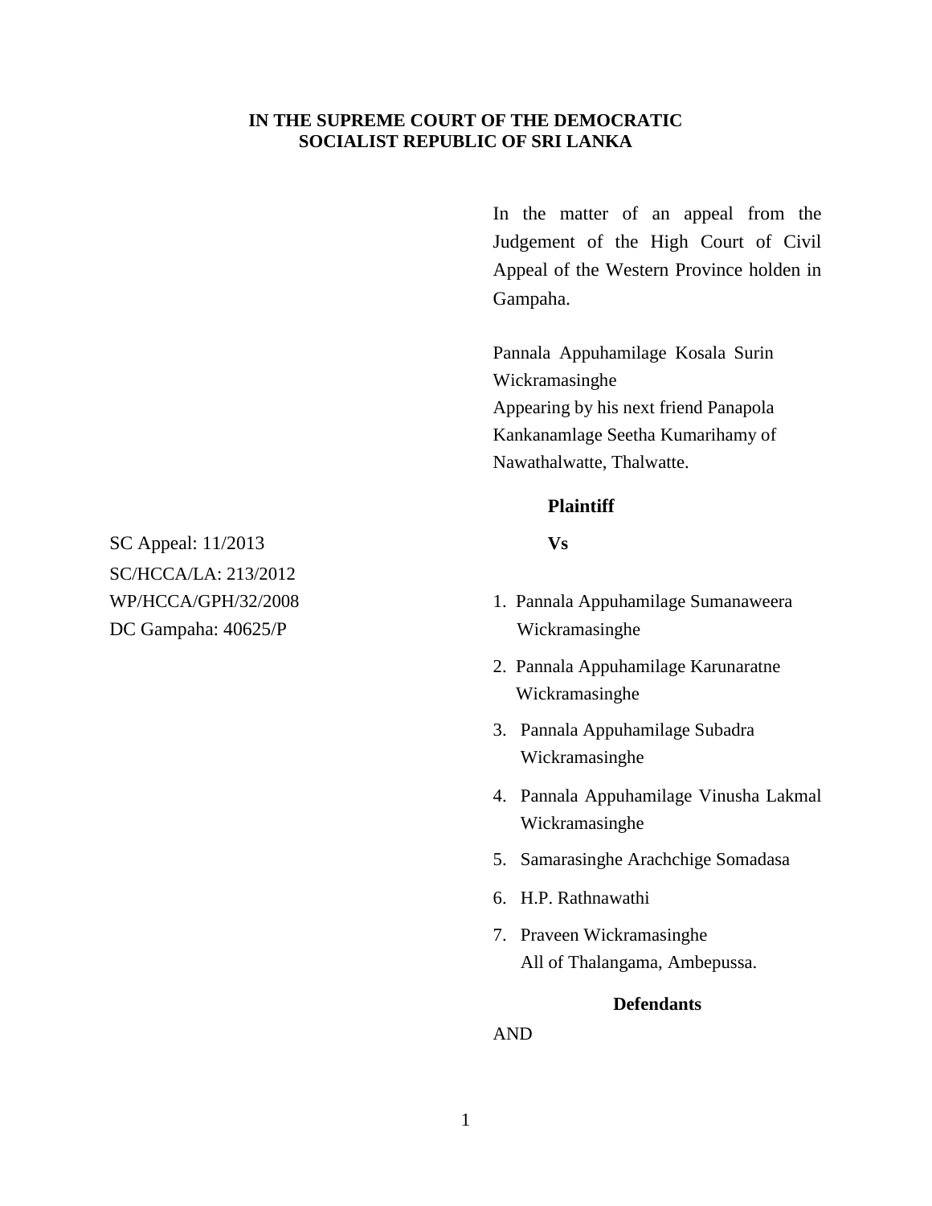**IN THE SUPREME COURT OF THE DEMOCRATIC SOCIALIST REPUBLIC OF SRI LANKA**

In the matter of an appeal from the Judgement of the High Court of Civil Appeal of the Western Province holden in Gampaha.

Pannala Appuhamilage Kosala Surin Wickramasinghe
Appearing by his next friend Panapola Kankanamlage Seetha Kumarihamy of Nawathalwatte, Thalwatte.

**Plaintiff**

SC Appeal: 11/2013
SC/HCCA/LA: 213/2012
WP/HCCA/GPH/32/2008
DC Gampaha: 40625/P

**Vs**

1. Pannala Appuhamilage Sumanaweera Wickramasinghe
2. Pannala Appuhamilage Karunaratne Wickramasinghe
3. Pannala Appuhamilage Subadra Wickramasinghe
4. Pannala Appuhamilage Vinusha Lakmal Wickramasinghe
5. Samarasinghe Arachchige Somadasa
6. H.P. Rathnawathi
7. Praveen Wickramasinghe
   All of Thalangama, Ambepussa.

**Defendants**

AND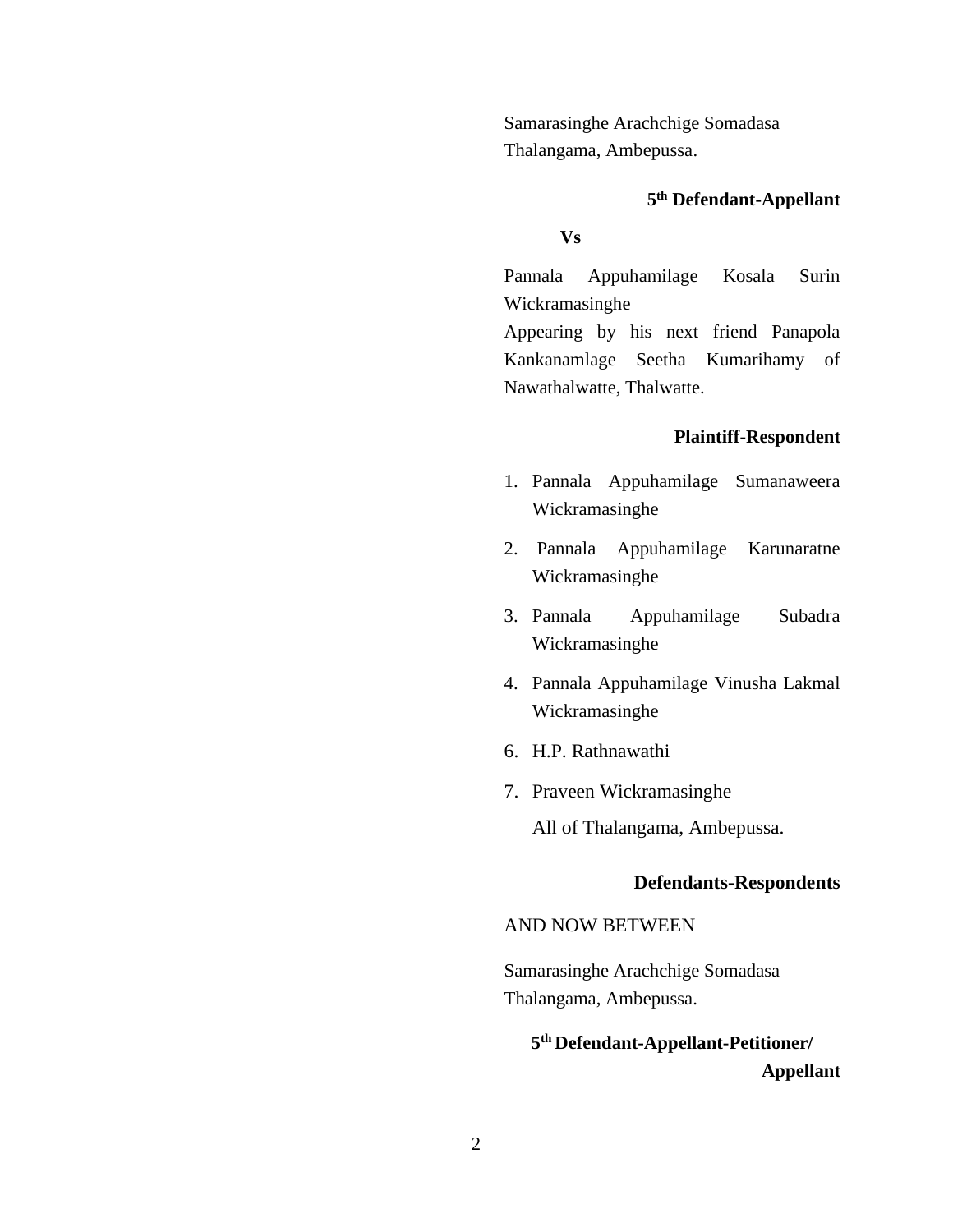Samarasinghe Arachchige Somadasa
Thalangama, Ambepussa.

**5th Defendant-Appellant**

**Vs**

Pannala Appuhamilage Kosala Surin Wickramasinghe
Appearing by his next friend Panapola Kankanamlage Seetha Kumarihamy of Nawathalwatte, Thalwatte.

**Plaintiff-Respondent**

1. Pannala Appuhamilage Sumanaweera Wickramasinghe
2. Pannala Appuhamilage Karunaratne Wickramasinghe
3. Pannala Appuhamilage Subadra Wickramasinghe
4. Pannala Appuhamilage Vinusha Lakmal Wickramasinghe
6. H.P. Rathnawathi
7. Praveen Wickramasinghe

   All of Thalangama, Ambepussa.

**Defendants-Respondents**

AND NOW BETWEEN

Samarasinghe Arachchige Somadasa
Thalangama, Ambepussa.

**5th Defendant-Appellant-Petitioner/ Appellant**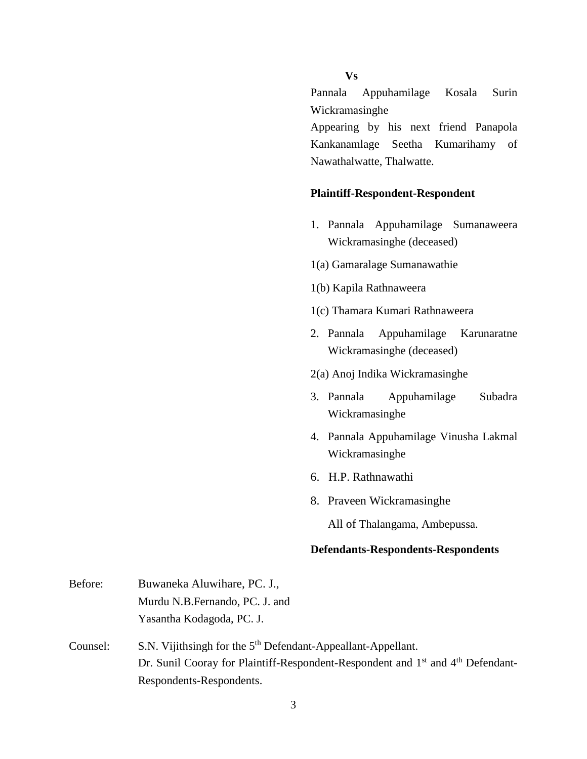**Vs**

Pannala Appuhamilage Kosala Surin Wickramasinghe

Appearing by his next friend Panapola Kankanamlage Seetha Kumarihamy of Nawathalwatte, Thalwatte.

**Plaintiff-Respondent-Respondent**

1. Pannala Appuhamilage Sumanaweera Wickramasinghe (deceased)

1(a) Gamaralage Sumanawathie

1(b) Kapila Rathnaweera

1(c) Thamara Kumari Rathnaweera

2. Pannala Appuhamilage Karunaratne Wickramasinghe (deceased)

2(a) Anoj Indika Wickramasinghe

3. Pannala Appuhamilage Subadra Wickramasinghe
4. Pannala Appuhamilage Vinusha Lakmal Wickramasinghe

6. H.P. Rathnawathi

8. Praveen Wickramasinghe

All of Thalangama, Ambepussa.

**Defendants-Respondents-Respondents**

Before: Buwaneka Aluwihare, PC. J.,
Murdu N.B.Fernando, PC. J. and
Yasantha Kodagoda, PC. J.

Counsel: S.N. Vijithsingh for the 5th Defendant-Appeallant-Appellant.
Dr. Sunil Cooray for Plaintiff-Respondent-Respondent and 1st and 4th Defendant-Respondents-Respondents.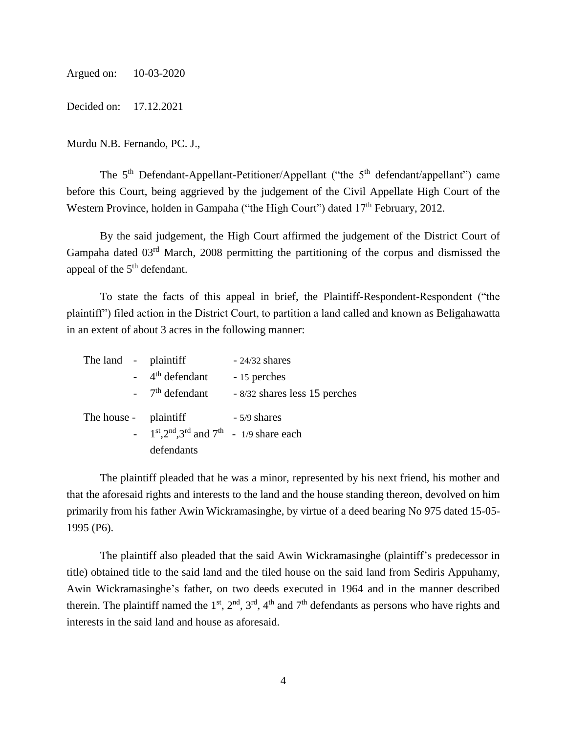Argued on: 10-03-2020

Decided on: 17.12.2021

Murdu N.B. Fernando, PC. J.,

The 5th Defendant-Appellant-Petitioner/Appellant ("the 5th defendant/appellant") came before this Court, being aggrieved by the judgement of the Civil Appellate High Court of the Western Province, holden in Gampaha ("the High Court") dated 17th February, 2012.

By the said judgement, the High Court affirmed the judgement of the District Court of Gampaha dated 03rd March, 2008 permitting the partitioning of the corpus and dismissed the appeal of the 5th defendant.

To state the facts of this appeal in brief, the Plaintiff-Respondent-Respondent ("the plaintiff") filed action in the District Court, to partition a land called and known as Beligahawatta in an extent of about 3 acres in the following manner:

| | | |
|---|---|---|
| The land - | plaintiff | - 24/32 shares |
| - | 4th defendant | - 15 perches |
| - | 7th defendant | - 8/32 shares less 15 perches |
| The house - | plaintiff | - 5/9 shares |
| - | 1st, 2nd, 3rd and 7th defendants | - 1/9 share each |

The plaintiff pleaded that he was a minor, represented by his next friend, his mother and that the aforesaid rights and interests to the land and the house standing thereon, devolved on him primarily from his father Awin Wickramasinghe, by virtue of a deed bearing No 975 dated 15-05-1995 (P6).

The plaintiff also pleaded that the said Awin Wickramasinghe (plaintiff's predecessor in title) obtained title to the said land and the tiled house on the said land from Sediris Appuhamy, Awin Wickramasinghe's father, on two deeds executed in 1964 and in the manner described therein. The plaintiff named the 1st, 2nd, 3rd, 4th and 7th defendants as persons who have rights and interests in the said land and house as aforesaid.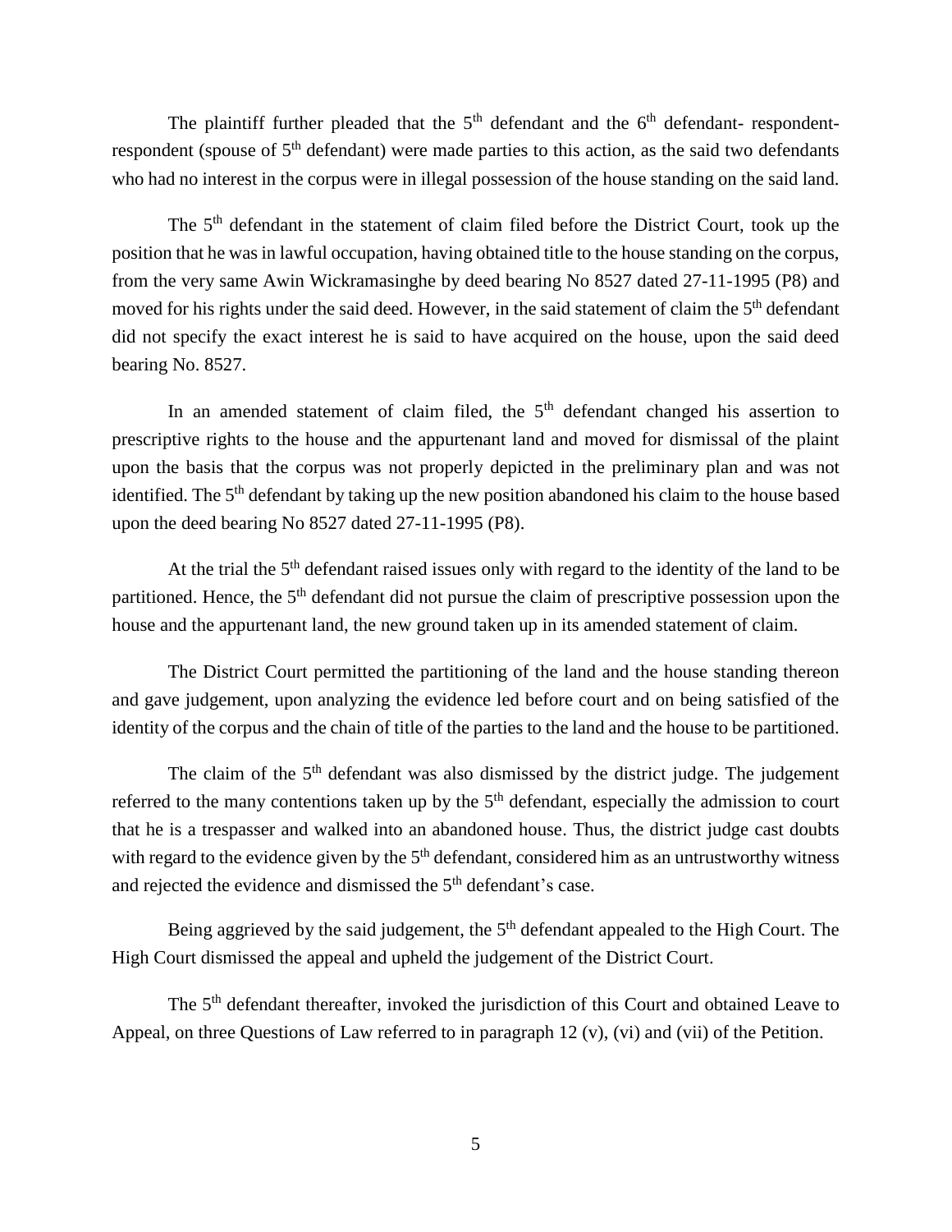The plaintiff further pleaded that the 5th defendant and the 6th defendant- respondent-respondent (spouse of 5th defendant) were made parties to this action, as the said two defendants who had no interest in the corpus were in illegal possession of the house standing on the said land.

The 5th defendant in the statement of claim filed before the District Court, took up the position that he was in lawful occupation, having obtained title to the house standing on the corpus, from the very same Awin Wickramasinghe by deed bearing No 8527 dated 27-11-1995 (P8) and moved for his rights under the said deed. However, in the said statement of claim the 5th defendant did not specify the exact interest he is said to have acquired on the house, upon the said deed bearing No. 8527.

In an amended statement of claim filed, the 5th defendant changed his assertion to prescriptive rights to the house and the appurtenant land and moved for dismissal of the plaint upon the basis that the corpus was not properly depicted in the preliminary plan and was not identified. The 5th defendant by taking up the new position abandoned his claim to the house based upon the deed bearing No 8527 dated 27-11-1995 (P8).

At the trial the 5th defendant raised issues only with regard to the identity of the land to be partitioned. Hence, the 5th defendant did not pursue the claim of prescriptive possession upon the house and the appurtenant land, the new ground taken up in its amended statement of claim.

The District Court permitted the partitioning of the land and the house standing thereon and gave judgement, upon analyzing the evidence led before court and on being satisfied of the identity of the corpus and the chain of title of the parties to the land and the house to be partitioned.

The claim of the 5th defendant was also dismissed by the district judge. The judgement referred to the many contentions taken up by the 5th defendant, especially the admission to court that he is a trespasser and walked into an abandoned house. Thus, the district judge cast doubts with regard to the evidence given by the 5th defendant, considered him as an untrustworthy witness and rejected the evidence and dismissed the 5th defendant's case.

Being aggrieved by the said judgement, the 5th defendant appealed to the High Court. The High Court dismissed the appeal and upheld the judgement of the District Court.

The 5th defendant thereafter, invoked the jurisdiction of this Court and obtained Leave to Appeal, on three Questions of Law referred to in paragraph 12 (v), (vi) and (vii) of the Petition.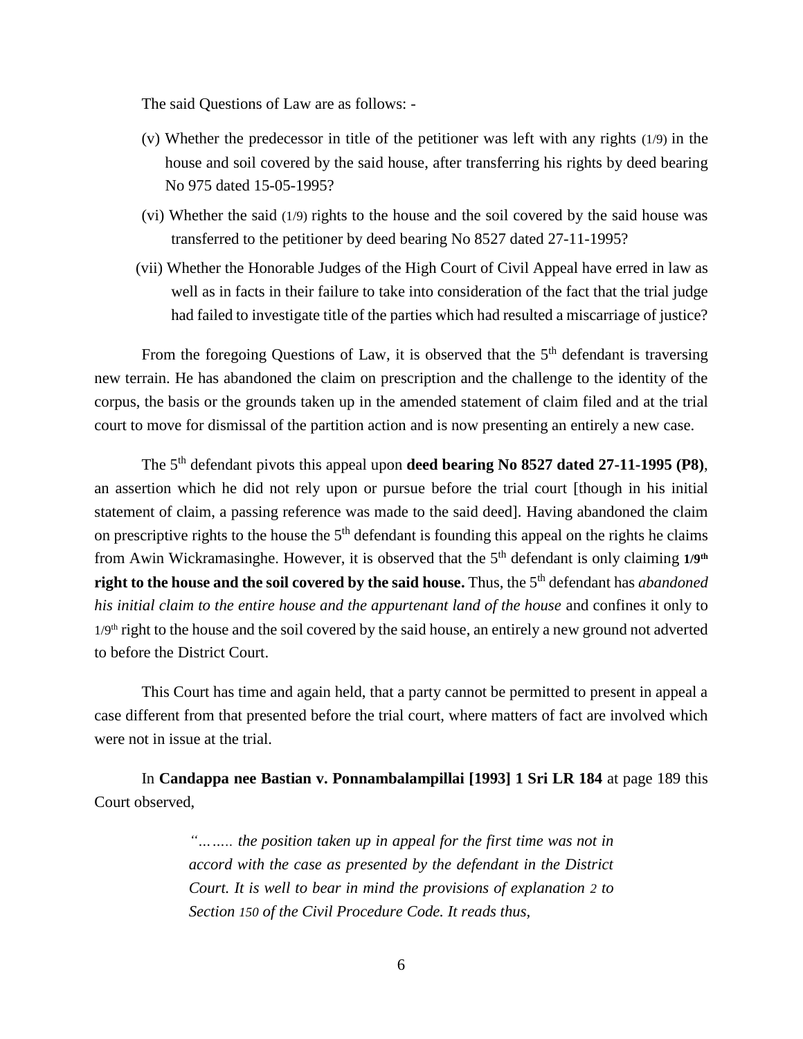The said Questions of Law are as follows: -

(v) Whether the predecessor in title of the petitioner was left with any rights (1/9) in the house and soil covered by the said house, after transferring his rights by deed bearing No 975 dated 15-05-1995?

(vi) Whether the said (1/9) rights to the house and the soil covered by the said house was transferred to the petitioner by deed bearing No 8527 dated 27-11-1995?

(vii) Whether the Honorable Judges of the High Court of Civil Appeal have erred in law as well as in facts in their failure to take into consideration of the fact that the trial judge had failed to investigate title of the parties which had resulted a miscarriage of justice?

From the foregoing Questions of Law, it is observed that the 5th defendant is traversing new terrain. He has abandoned the claim on prescription and the challenge to the identity of the corpus, the basis or the grounds taken up in the amended statement of claim filed and at the trial court to move for dismissal of the partition action and is now presenting an entirely a new case.

The 5th defendant pivots this appeal upon **deed bearing No 8527 dated 27-11-1995 (P8)**, an assertion which he did not rely upon or pursue before the trial court [though in his initial statement of claim, a passing reference was made to the said deed]. Having abandoned the claim on prescriptive rights to the house the 5th defendant is founding this appeal on the rights he claims from Awin Wickramasinghe. However, it is observed that the 5th defendant is only claiming **1/9th right to the house and the soil covered by the said house.** Thus, the 5th defendant has *abandoned his initial claim to the entire house and the appurtenant land of the house* and confines it only to 1/9th right to the house and the soil covered by the said house, an entirely a new ground not adverted to before the District Court.

This Court has time and again held, that a party cannot be permitted to present in appeal a case different from that presented before the trial court, where matters of fact are involved which were not in issue at the trial.

In **Candappa nee Bastian v. Ponnambalampillai [1993] 1 Sri LR 184** at page 189 this Court observed,

> *"…….. the position taken up in appeal for the first time was not in accord with the case as presented by the defendant in the District Court. It is well to bear in mind the provisions of explanation 2 to Section 150 of the Civil Procedure Code. It reads thus,*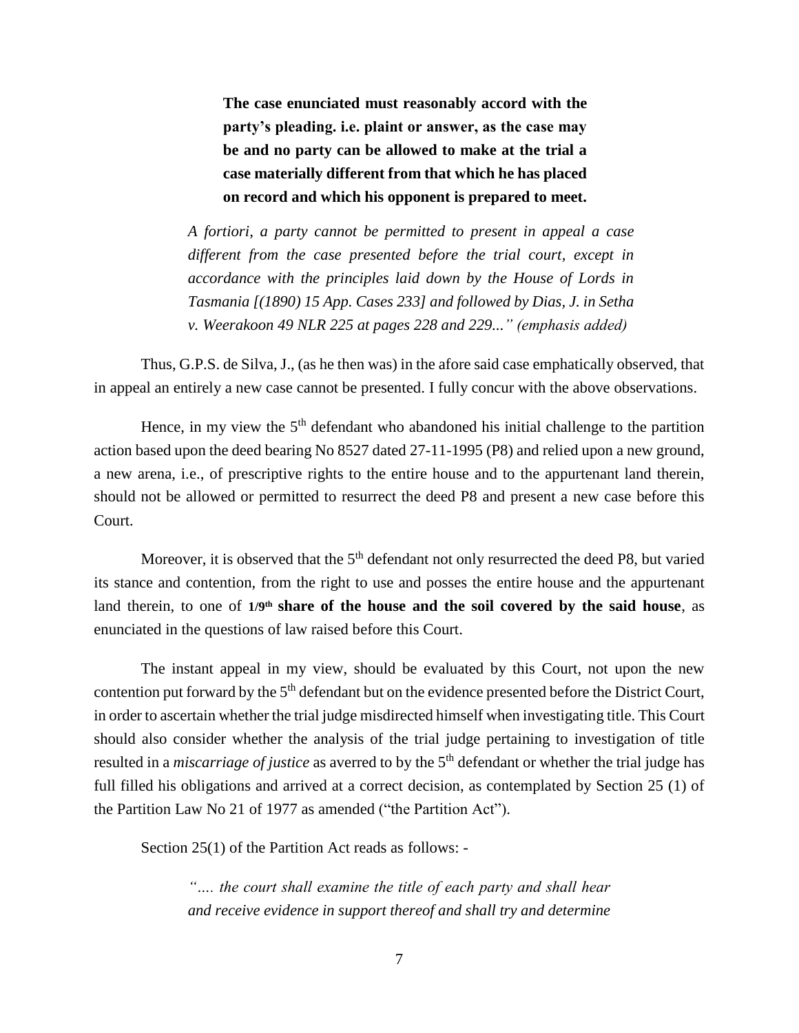> **The case enunciated must reasonably accord with the party's pleading. i.e. plaint or answer, as the case may be and no party can be allowed to make at the trial a case materially different from that which he has placed on record and which his opponent is prepared to meet.**
>
> *A fortiori, a party cannot be permitted to present in appeal a case different from the case presented before the trial court, except in accordance with the principles laid down by the House of Lords in Tasmania [(1890) 15 App. Cases 233] and followed by Dias, J. in Setha v. Weerakoon 49 NLR 225 at pages 228 and 229..." (emphasis added)*

Thus, G.P.S. de Silva, J., (as he then was) in the afore said case emphatically observed, that in appeal an entirely a new case cannot be presented. I fully concur with the above observations.

Hence, in my view the 5th defendant who abandoned his initial challenge to the partition action based upon the deed bearing No 8527 dated 27-11-1995 (P8) and relied upon a new ground, a new arena, i.e., of prescriptive rights to the entire house and to the appurtenant land therein, should not be allowed or permitted to resurrect the deed P8 and present a new case before this Court.

Moreover, it is observed that the 5th defendant not only resurrected the deed P8, but varied its stance and contention, from the right to use and posses the entire house and the appurtenant land therein, to one of **1/9th share of the house and the soil covered by the said house**, as enunciated in the questions of law raised before this Court.

The instant appeal in my view, should be evaluated by this Court, not upon the new contention put forward by the 5th defendant but on the evidence presented before the District Court, in order to ascertain whether the trial judge misdirected himself when investigating title. This Court should also consider whether the analysis of the trial judge pertaining to investigation of title resulted in a *miscarriage of justice* as averred to by the 5th defendant or whether the trial judge has full filled his obligations and arrived at a correct decision, as contemplated by Section 25 (1) of the Partition Law No 21 of 1977 as amended ("the Partition Act").

Section 25(1) of the Partition Act reads as follows: -

> *".... the court shall examine the title of each party and shall hear and receive evidence in support thereof and shall try and determine*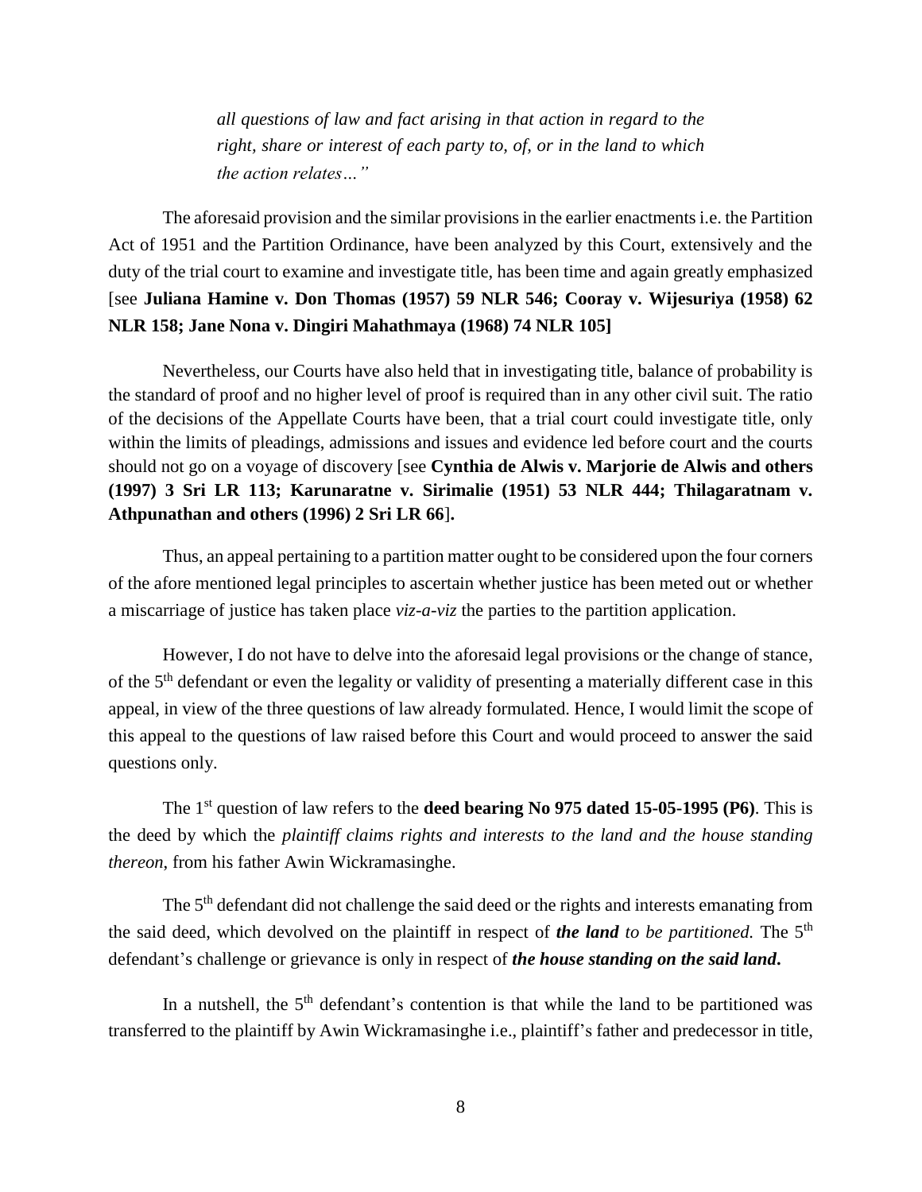*all questions of law and fact arising in that action in regard to the right, share or interest of each party to, of, or in the land to which the action relates…"*

The aforesaid provision and the similar provisions in the earlier enactments i.e. the Partition Act of 1951 and the Partition Ordinance, have been analyzed by this Court, extensively and the duty of the trial court to examine and investigate title, has been time and again greatly emphasized [see **Juliana Hamine v. Don Thomas (1957) 59 NLR 546; Cooray v. Wijesuriya (1958) 62 NLR 158; Jane Nona v. Dingiri Mahathmaya (1968) 74 NLR 105]**

Nevertheless, our Courts have also held that in investigating title, balance of probability is the standard of proof and no higher level of proof is required than in any other civil suit. The ratio of the decisions of the Appellate Courts have been, that a trial court could investigate title, only within the limits of pleadings, admissions and issues and evidence led before court and the courts should not go on a voyage of discovery [see **Cynthia de Alwis v. Marjorie de Alwis and others (1997) 3 Sri LR 113; Karunaratne v. Sirimalie (1951) 53 NLR 444; Thilagaratnam v. Athpunathan and others (1996) 2 Sri LR 66**].

Thus, an appeal pertaining to a partition matter ought to be considered upon the four corners of the afore mentioned legal principles to ascertain whether justice has been meted out or whether a miscarriage of justice has taken place *viz-a-viz* the parties to the partition application.

However, I do not have to delve into the aforesaid legal provisions or the change of stance, of the 5th defendant or even the legality or validity of presenting a materially different case in this appeal, in view of the three questions of law already formulated. Hence, I would limit the scope of this appeal to the questions of law raised before this Court and would proceed to answer the said questions only.

The 1st question of law refers to the **deed bearing No 975 dated 15-05-1995 (P6)**. This is the deed by which the *plaintiff claims rights and interests to the land and the house standing thereon*, from his father Awin Wickramasinghe.

The 5th defendant did not challenge the said deed or the rights and interests emanating from the said deed, which devolved on the plaintiff in respect of ***the land*** *to be partitioned.* The 5th defendant's challenge or grievance is only in respect of ***the house standing on the said land***.

In a nutshell, the 5th defendant's contention is that while the land to be partitioned was transferred to the plaintiff by Awin Wickramasinghe i.e., plaintiff's father and predecessor in title,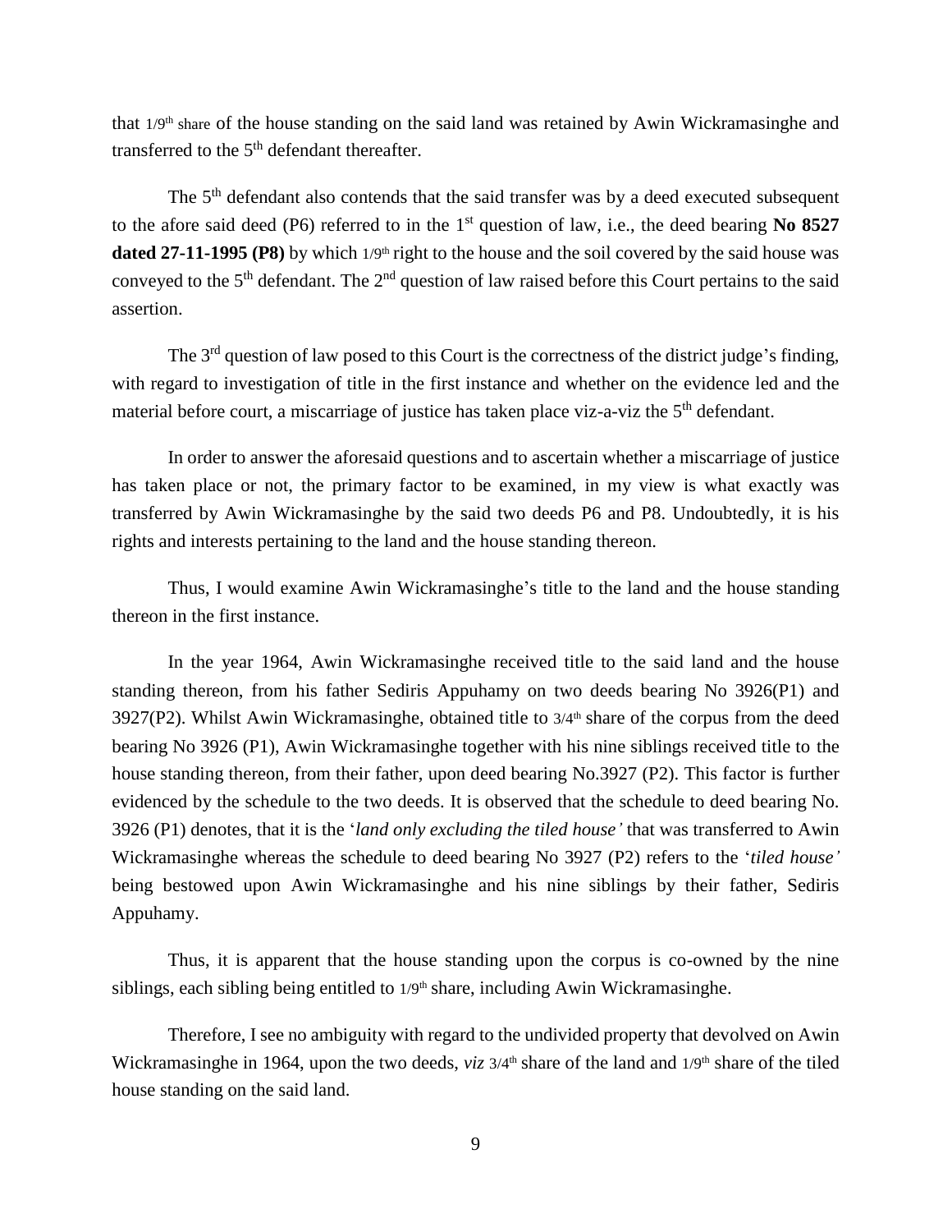that 1/9th share of the house standing on the said land was retained by Awin Wickramasinghe and transferred to the 5th defendant thereafter.

The 5th defendant also contends that the said transfer was by a deed executed subsequent to the afore said deed (P6) referred to in the 1st question of law, i.e., the deed bearing **No 8527 dated 27-11-1995 (P8)** by which 1/9th right to the house and the soil covered by the said house was conveyed to the 5th defendant. The 2nd question of law raised before this Court pertains to the said assertion.

The 3rd question of law posed to this Court is the correctness of the district judge's finding, with regard to investigation of title in the first instance and whether on the evidence led and the material before court, a miscarriage of justice has taken place viz-a-viz the 5th defendant.

In order to answer the aforesaid questions and to ascertain whether a miscarriage of justice has taken place or not, the primary factor to be examined, in my view is what exactly was transferred by Awin Wickramasinghe by the said two deeds P6 and P8. Undoubtedly, it is his rights and interests pertaining to the land and the house standing thereon.

Thus, I would examine Awin Wickramasinghe's title to the land and the house standing thereon in the first instance.

In the year 1964, Awin Wickramasinghe received title to the said land and the house standing thereon, from his father Sediris Appuhamy on two deeds bearing No 3926(P1) and 3927(P2). Whilst Awin Wickramasinghe, obtained title to 3/4th share of the corpus from the deed bearing No 3926 (P1), Awin Wickramasinghe together with his nine siblings received title to the house standing thereon, from their father, upon deed bearing No.3927 (P2). This factor is further evidenced by the schedule to the two deeds. It is observed that the schedule to deed bearing No. 3926 (P1) denotes, that it is the '*land only excluding the tiled house'* that was transferred to Awin Wickramasinghe whereas the schedule to deed bearing No 3927 (P2) refers to the '*tiled house'* being bestowed upon Awin Wickramasinghe and his nine siblings by their father, Sediris Appuhamy.

Thus, it is apparent that the house standing upon the corpus is co-owned by the nine siblings, each sibling being entitled to 1/9th share, including Awin Wickramasinghe.

Therefore, I see no ambiguity with regard to the undivided property that devolved on Awin Wickramasinghe in 1964, upon the two deeds, *viz* 3/4th share of the land and 1/9th share of the tiled house standing on the said land.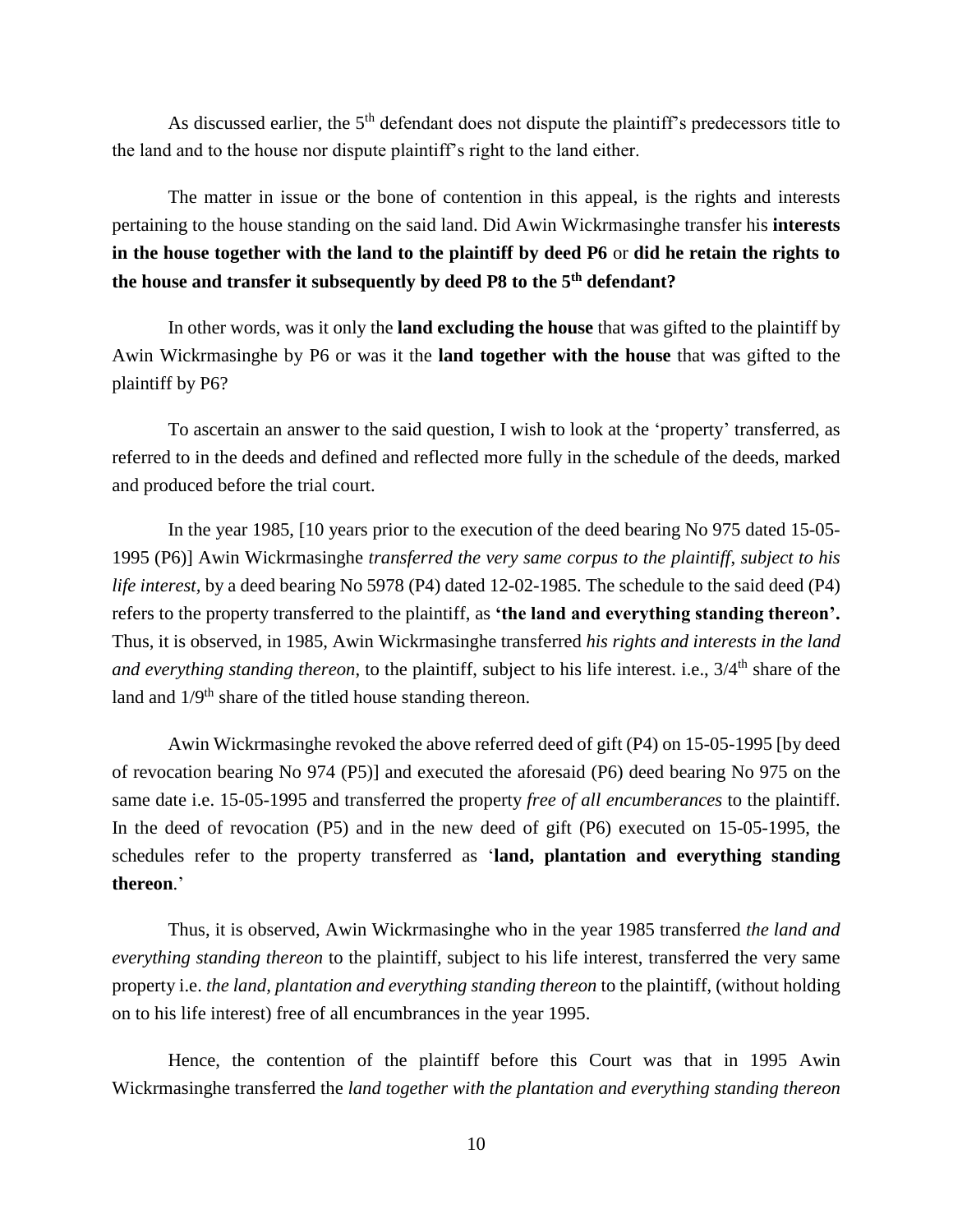As discussed earlier, the 5th defendant does not dispute the plaintiff's predecessors title to the land and to the house nor dispute plaintiff's right to the land either.

The matter in issue or the bone of contention in this appeal, is the rights and interests pertaining to the house standing on the said land. Did Awin Wickrmasinghe transfer his **interests in the house together with the land to the plaintiff by deed P6** or **did he retain the rights to the house and transfer it subsequently by deed P8 to the 5th defendant?**

In other words, was it only the **land excluding the house** that was gifted to the plaintiff by Awin Wickrmasinghe by P6 or was it the **land together with the house** that was gifted to the plaintiff by P6?

To ascertain an answer to the said question, I wish to look at the 'property' transferred, as referred to in the deeds and defined and reflected more fully in the schedule of the deeds, marked and produced before the trial court.

In the year 1985, [10 years prior to the execution of the deed bearing No 975 dated 15-05-1995 (P6)] Awin Wickrmasinghe *transferred the very same corpus to the plaintiff, subject to his life interest*, by a deed bearing No 5978 (P4) dated 12-02-1985. The schedule to the said deed (P4) refers to the property transferred to the plaintiff, as **'the land and everything standing thereon'.** Thus, it is observed, in 1985, Awin Wickrmasinghe transferred *his rights and interests in the land and everything standing thereon*, to the plaintiff, subject to his life interest. i.e., 3/4th share of the land and 1/9th share of the titled house standing thereon.

Awin Wickrmasinghe revoked the above referred deed of gift (P4) on 15-05-1995 [by deed of revocation bearing No 974 (P5)] and executed the aforesaid (P6) deed bearing No 975 on the same date i.e. 15-05-1995 and transferred the property *free of all encumberances* to the plaintiff. In the deed of revocation (P5) and in the new deed of gift (P6) executed on 15-05-1995, the schedules refer to the property transferred as '**land, plantation and everything standing thereon**.'

Thus, it is observed, Awin Wickrmasinghe who in the year 1985 transferred *the land and everything standing thereon* to the plaintiff, subject to his life interest, transferred the very same property i.e. *the land, plantation and everything standing thereon* to the plaintiff, (without holding on to his life interest) free of all encumbrances in the year 1995.

Hence, the contention of the plaintiff before this Court was that in 1995 Awin Wickrmasinghe transferred the *land together with the plantation and everything standing thereon*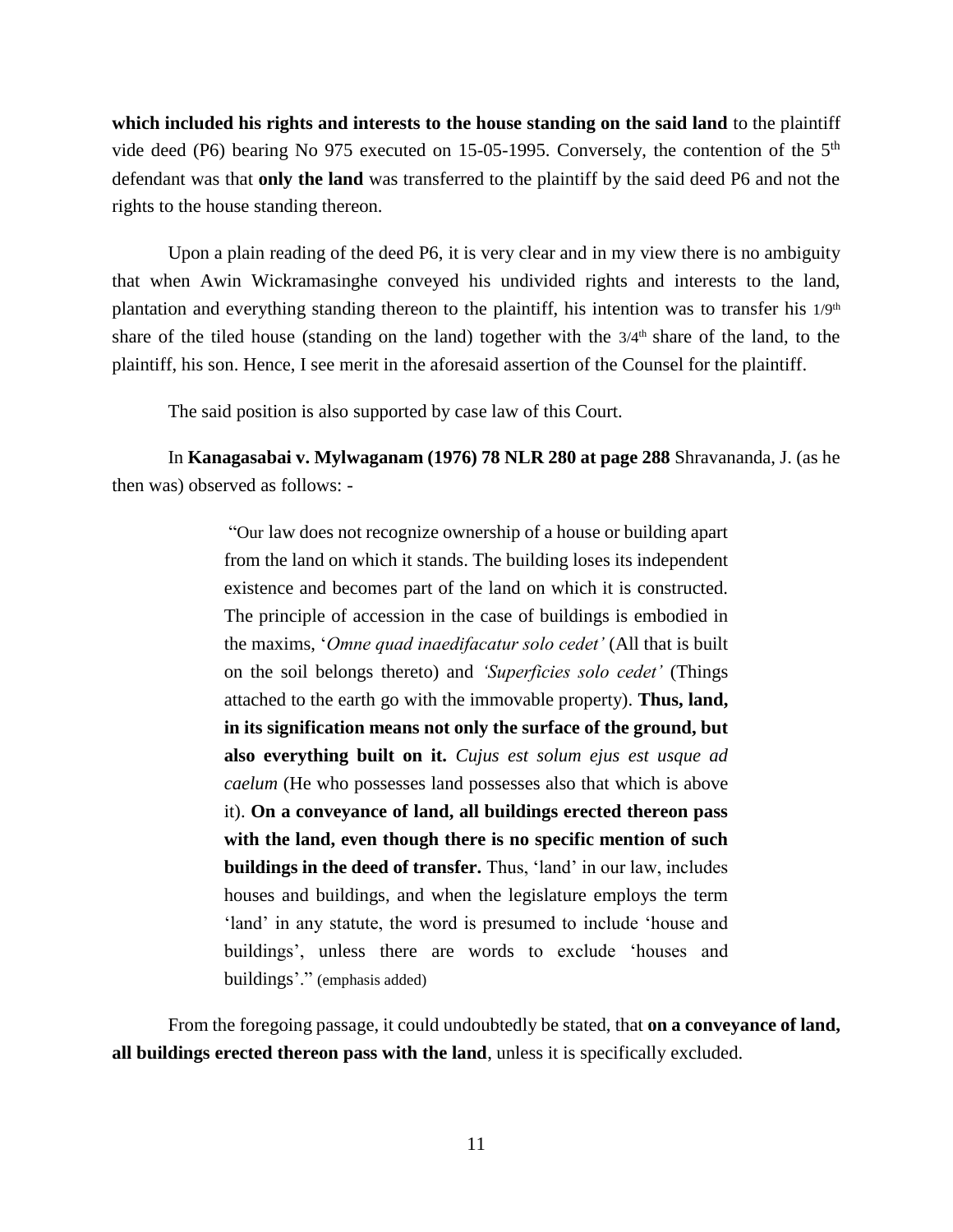**which included his rights and interests to the house standing on the said land** to the plaintiff vide deed (P6) bearing No 975 executed on 15-05-1995. Conversely, the contention of the 5th defendant was that **only the land** was transferred to the plaintiff by the said deed P6 and not the rights to the house standing thereon.

Upon a plain reading of the deed P6, it is very clear and in my view there is no ambiguity that when Awin Wickramasinghe conveyed his undivided rights and interests to the land, plantation and everything standing thereon to the plaintiff, his intention was to transfer his 1/9th share of the tiled house (standing on the land) together with the 3/4th share of the land, to the plaintiff, his son. Hence, I see merit in the aforesaid assertion of the Counsel for the plaintiff.

The said position is also supported by case law of this Court.

In **Kanagasabai v. Mylwaganam (1976) 78 NLR 280 at page 288** Shravananda, J. (as he then was) observed as follows: -

> "Our law does not recognize ownership of a house or building apart from the land on which it stands. The building loses its independent existence and becomes part of the land on which it is constructed. The principle of accession in the case of buildings is embodied in the maxims, '*Omne quad inaedifacatur solo cedet'* (All that is built on the soil belongs thereto) and *'Superficies solo cedet'* (Things attached to the earth go with the immovable property). **Thus, land, in its signification means not only the surface of the ground, but also everything built on it.** *Cujus est solum ejus est usque ad caelum* (He who possesses land possesses also that which is above it). **On a conveyance of land, all buildings erected thereon pass with the land, even though there is no specific mention of such buildings in the deed of transfer.** Thus, 'land' in our law, includes houses and buildings, and when the legislature employs the term 'land' in any statute, the word is presumed to include 'house and buildings', unless there are words to exclude 'houses and buildings'." (emphasis added)

From the foregoing passage, it could undoubtedly be stated, that **on a conveyance of land, all buildings erected thereon pass with the land**, unless it is specifically excluded.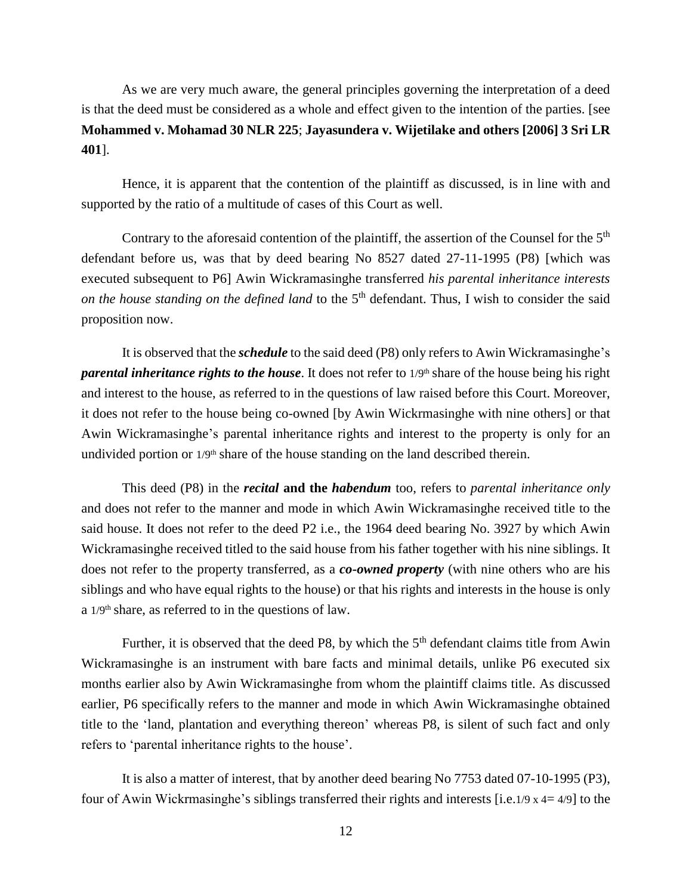As we are very much aware, the general principles governing the interpretation of a deed is that the deed must be considered as a whole and effect given to the intention of the parties. [see **Mohammed v. Mohamad 30 NLR 225**; **Jayasundera v. Wijetilake and others [2006] 3 Sri LR 401**].

Hence, it is apparent that the contention of the plaintiff as discussed, is in line with and supported by the ratio of a multitude of cases of this Court as well.

Contrary to the aforesaid contention of the plaintiff, the assertion of the Counsel for the 5th defendant before us, was that by deed bearing No 8527 dated 27-11-1995 (P8) [which was executed subsequent to P6] Awin Wickramasinghe transferred *his parental inheritance interests on the house standing on the defined land* to the 5th defendant. Thus, I wish to consider the said proposition now.

It is observed that the ***schedule*** to the said deed (P8) only refers to Awin Wickramasinghe's ***parental inheritance rights to the house***. It does not refer to 1/9th share of the house being his right and interest to the house, as referred to in the questions of law raised before this Court. Moreover, it does not refer to the house being co-owned [by Awin Wickrmasinghe with nine others] or that Awin Wickramasinghe's parental inheritance rights and interest to the property is only for an undivided portion or 1/9th share of the house standing on the land described therein.

This deed (P8) in the ***recital*** **and the** ***habendum*** too, refers to *parental inheritance only* and does not refer to the manner and mode in which Awin Wickramasinghe received title to the said house. It does not refer to the deed P2 i.e., the 1964 deed bearing No. 3927 by which Awin Wickramasinghe received titled to the said house from his father together with his nine siblings. It does not refer to the property transferred, as a ***co-owned property*** (with nine others who are his siblings and who have equal rights to the house) or that his rights and interests in the house is only a 1/9th share, as referred to in the questions of law.

Further, it is observed that the deed P8, by which the 5th defendant claims title from Awin Wickramasinghe is an instrument with bare facts and minimal details, unlike P6 executed six months earlier also by Awin Wickramasinghe from whom the plaintiff claims title. As discussed earlier, P6 specifically refers to the manner and mode in which Awin Wickramasinghe obtained title to the 'land, plantation and everything thereon' whereas P8, is silent of such fact and only refers to 'parental inheritance rights to the house'.

It is also a matter of interest, that by another deed bearing No 7753 dated 07-10-1995 (P3), four of Awin Wickrmasinghe's siblings transferred their rights and interests [i.e.1/9 x 4= 4/9] to the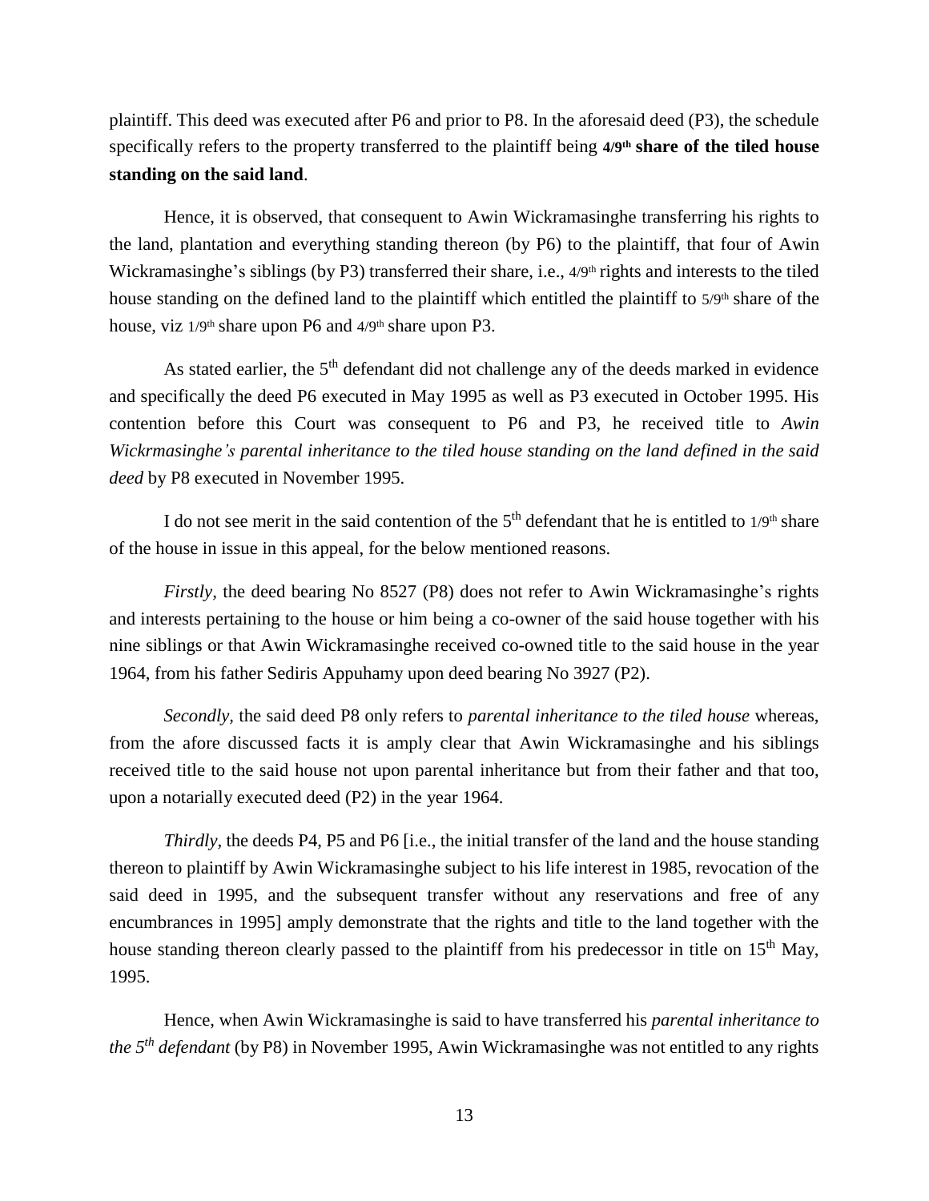plaintiff. This deed was executed after P6 and prior to P8. In the aforesaid deed (P3), the schedule specifically refers to the property transferred to the plaintiff being **4/9th share of the tiled house standing on the said land**.

Hence, it is observed, that consequent to Awin Wickramasinghe transferring his rights to the land, plantation and everything standing thereon (by P6) to the plaintiff, that four of Awin Wickramasinghe's siblings (by P3) transferred their share, i.e., 4/9th rights and interests to the tiled house standing on the defined land to the plaintiff which entitled the plaintiff to 5/9th share of the house, viz 1/9th share upon P6 and 4/9th share upon P3.

As stated earlier, the 5th defendant did not challenge any of the deeds marked in evidence and specifically the deed P6 executed in May 1995 as well as P3 executed in October 1995. His contention before this Court was consequent to P6 and P3, he received title to *Awin Wickrmasinghe's parental inheritance to the tiled house standing on the land defined in the said deed* by P8 executed in November 1995.

I do not see merit in the said contention of the 5th defendant that he is entitled to 1/9th share of the house in issue in this appeal, for the below mentioned reasons.

*Firstly,* the deed bearing No 8527 (P8) does not refer to Awin Wickramasinghe's rights and interests pertaining to the house or him being a co-owner of the said house together with his nine siblings or that Awin Wickramasinghe received co-owned title to the said house in the year 1964, from his father Sediris Appuhamy upon deed bearing No 3927 (P2).

*Secondly,* the said deed P8 only refers to *parental inheritance to the tiled house* whereas, from the afore discussed facts it is amply clear that Awin Wickramasinghe and his siblings received title to the said house not upon parental inheritance but from their father and that too, upon a notarially executed deed (P2) in the year 1964.

*Thirdly*, the deeds P4, P5 and P6 [i.e., the initial transfer of the land and the house standing thereon to plaintiff by Awin Wickramasinghe subject to his life interest in 1985, revocation of the said deed in 1995, and the subsequent transfer without any reservations and free of any encumbrances in 1995] amply demonstrate that the rights and title to the land together with the house standing thereon clearly passed to the plaintiff from his predecessor in title on 15th May, 1995.

Hence, when Awin Wickramasinghe is said to have transferred his *parental inheritance to the 5th defendant* (by P8) in November 1995, Awin Wickramasinghe was not entitled to any rights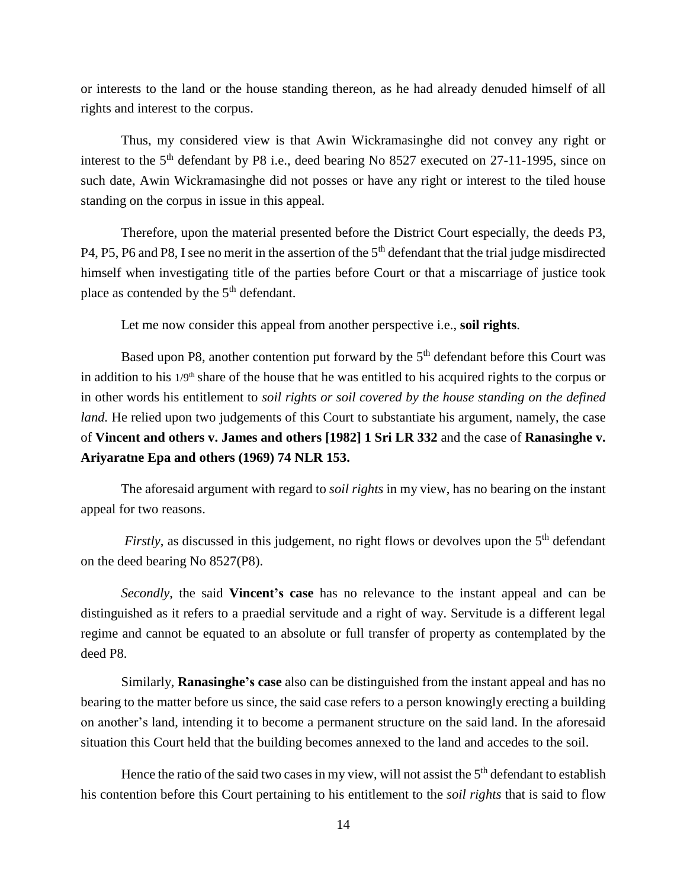or interests to the land or the house standing thereon, as he had already denuded himself of all rights and interest to the corpus.

Thus, my considered view is that Awin Wickramasinghe did not convey any right or interest to the 5th defendant by P8 i.e., deed bearing No 8527 executed on 27-11-1995, since on such date, Awin Wickramasinghe did not posses or have any right or interest to the tiled house standing on the corpus in issue in this appeal.

Therefore, upon the material presented before the District Court especially, the deeds P3, P4, P5, P6 and P8, I see no merit in the assertion of the 5th defendant that the trial judge misdirected himself when investigating title of the parties before Court or that a miscarriage of justice took place as contended by the 5th defendant.

Let me now consider this appeal from another perspective i.e., **soil rights**.

Based upon P8, another contention put forward by the 5th defendant before this Court was in addition to his 1/9th share of the house that he was entitled to his acquired rights to the corpus or in other words his entitlement to *soil rights or soil covered by the house standing on the defined land.* He relied upon two judgements of this Court to substantiate his argument, namely, the case of **Vincent and others v. James and others [1982] 1 Sri LR 332** and the case of **Ranasinghe v. Ariyaratne Epa and others (1969) 74 NLR 153.**

The aforesaid argument with regard to *soil rights* in my view, has no bearing on the instant appeal for two reasons.

*Firstly*, as discussed in this judgement, no right flows or devolves upon the 5th defendant on the deed bearing No 8527(P8).

*Secondly*, the said **Vincent's case** has no relevance to the instant appeal and can be distinguished as it refers to a praedial servitude and a right of way. Servitude is a different legal regime and cannot be equated to an absolute or full transfer of property as contemplated by the deed P8.

Similarly, **Ranasinghe's case** also can be distinguished from the instant appeal and has no bearing to the matter before us since, the said case refers to a person knowingly erecting a building on another's land, intending it to become a permanent structure on the said land. In the aforesaid situation this Court held that the building becomes annexed to the land and accedes to the soil.

Hence the ratio of the said two cases in my view, will not assist the 5th defendant to establish his contention before this Court pertaining to his entitlement to the *soil rights* that is said to flow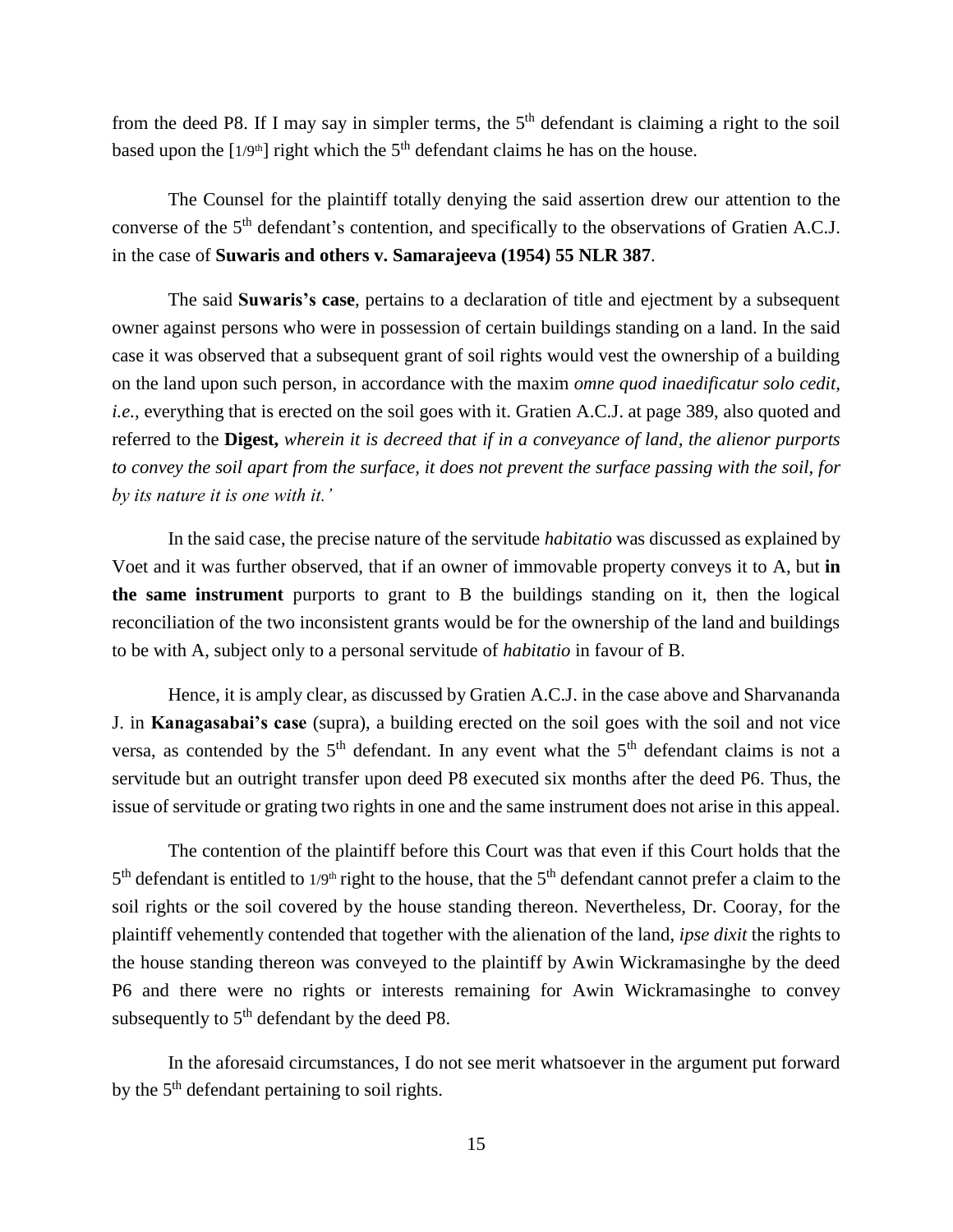from the deed P8. If I may say in simpler terms, the 5th defendant is claiming a right to the soil based upon the [1/9th] right which the 5th defendant claims he has on the house.

The Counsel for the plaintiff totally denying the said assertion drew our attention to the converse of the 5th defendant's contention, and specifically to the observations of Gratien A.C.J. in the case of **Suwaris and others v. Samarajeeva (1954) 55 NLR 387**.

The said **Suwaris's case**, pertains to a declaration of title and ejectment by a subsequent owner against persons who were in possession of certain buildings standing on a land. In the said case it was observed that a subsequent grant of soil rights would vest the ownership of a building on the land upon such person, in accordance with the maxim *omne quod inaedificatur solo cedit, i.e.,* everything that is erected on the soil goes with it. Gratien A.C.J. at page 389, also quoted and referred to the **Digest,** *wherein it is decreed that if in a conveyance of land, the alienor purports to convey the soil apart from the surface, it does not prevent the surface passing with the soil, for by its nature it is one with it.'*

In the said case, the precise nature of the servitude *habitatio* was discussed as explained by Voet and it was further observed, that if an owner of immovable property conveys it to A, but **in the same instrument** purports to grant to B the buildings standing on it, then the logical reconciliation of the two inconsistent grants would be for the ownership of the land and buildings to be with A, subject only to a personal servitude of *habitatio* in favour of B.

Hence, it is amply clear, as discussed by Gratien A.C.J. in the case above and Sharvananda J. in **Kanagasabai's case** (supra), a building erected on the soil goes with the soil and not vice versa, as contended by the 5th defendant. In any event what the 5th defendant claims is not a servitude but an outright transfer upon deed P8 executed six months after the deed P6. Thus, the issue of servitude or grating two rights in one and the same instrument does not arise in this appeal.

The contention of the plaintiff before this Court was that even if this Court holds that the 5th defendant is entitled to 1/9th right to the house, that the 5th defendant cannot prefer a claim to the soil rights or the soil covered by the house standing thereon. Nevertheless, Dr. Cooray, for the plaintiff vehemently contended that together with the alienation of the land, *ipse dixit* the rights to the house standing thereon was conveyed to the plaintiff by Awin Wickramasinghe by the deed P6 and there were no rights or interests remaining for Awin Wickramasinghe to convey subsequently to 5th defendant by the deed P8.

In the aforesaid circumstances, I do not see merit whatsoever in the argument put forward by the 5th defendant pertaining to soil rights.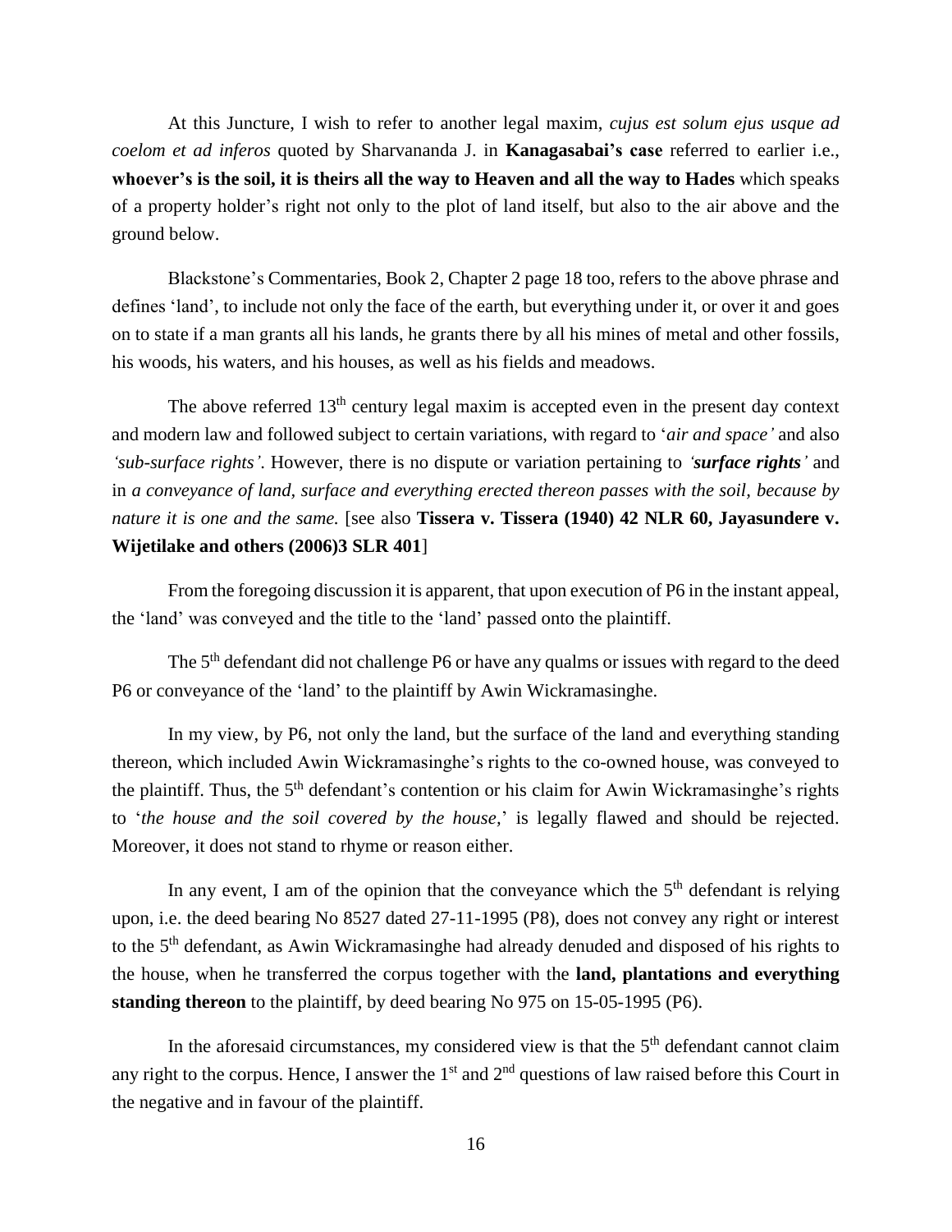At this Juncture, I wish to refer to another legal maxim, *cujus est solum ejus usque ad coelom et ad inferos* quoted by Sharvananda J. in **Kanagasabai's case** referred to earlier i.e., **whoever's is the soil, it is theirs all the way to Heaven and all the way to Hades** which speaks of a property holder's right not only to the plot of land itself, but also to the air above and the ground below.

Blackstone's Commentaries, Book 2, Chapter 2 page 18 too, refers to the above phrase and defines 'land', to include not only the face of the earth, but everything under it, or over it and goes on to state if a man grants all his lands, he grants there by all his mines of metal and other fossils, his woods, his waters, and his houses, as well as his fields and meadows.

The above referred 13th century legal maxim is accepted even in the present day context and modern law and followed subject to certain variations, with regard to '*air and space*' and also *'sub-surface rights'*. However, there is no dispute or variation pertaining to *'**surface rights**'* and in *a conveyance of land, surface and everything erected thereon passes with the soil, because by nature it is one and the same.* [see also **Tissera v. Tissera (1940) 42 NLR 60, Jayasundere v. Wijetilake and others (2006)3 SLR 401**]

From the foregoing discussion it is apparent, that upon execution of P6 in the instant appeal, the 'land' was conveyed and the title to the 'land' passed onto the plaintiff.

The 5th defendant did not challenge P6 or have any qualms or issues with regard to the deed P6 or conveyance of the 'land' to the plaintiff by Awin Wickramasinghe.

In my view, by P6, not only the land, but the surface of the land and everything standing thereon, which included Awin Wickramasinghe's rights to the co-owned house, was conveyed to the plaintiff. Thus, the 5th defendant's contention or his claim for Awin Wickramasinghe's rights to '*the house and the soil covered by the house,*' is legally flawed and should be rejected. Moreover, it does not stand to rhyme or reason either.

In any event, I am of the opinion that the conveyance which the 5th defendant is relying upon, i.e. the deed bearing No 8527 dated 27-11-1995 (P8), does not convey any right or interest to the 5th defendant, as Awin Wickramasinghe had already denuded and disposed of his rights to the house, when he transferred the corpus together with the **land, plantations and everything standing thereon** to the plaintiff, by deed bearing No 975 on 15-05-1995 (P6).

In the aforesaid circumstances, my considered view is that the 5th defendant cannot claim any right to the corpus. Hence, I answer the 1st and 2nd questions of law raised before this Court in the negative and in favour of the plaintiff.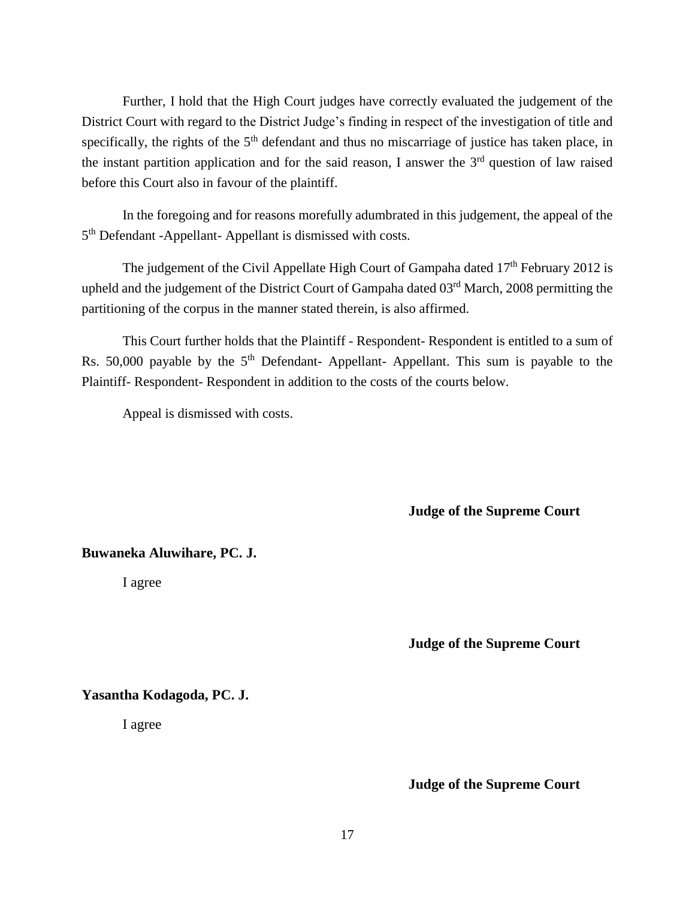Further, I hold that the High Court judges have correctly evaluated the judgement of the District Court with regard to the District Judge's finding in respect of the investigation of title and specifically, the rights of the 5th defendant and thus no miscarriage of justice has taken place, in the instant partition application and for the said reason, I answer the 3rd question of law raised before this Court also in favour of the plaintiff.

In the foregoing and for reasons morefully adumbrated in this judgement, the appeal of the 5th Defendant -Appellant- Appellant is dismissed with costs.

The judgement of the Civil Appellate High Court of Gampaha dated 17th February 2012 is upheld and the judgement of the District Court of Gampaha dated 03rd March, 2008 permitting the partitioning of the corpus in the manner stated therein, is also affirmed.

This Court further holds that the Plaintiff - Respondent- Respondent is entitled to a sum of Rs. 50,000 payable by the 5th Defendant- Appellant- Appellant. This sum is payable to the Plaintiff- Respondent- Respondent in addition to the costs of the courts below.

Appeal is dismissed with costs.

**Judge of the Supreme Court**

**Buwaneka Aluwihare, PC. J.**

I agree

**Judge of the Supreme Court**

**Yasantha Kodagoda, PC. J.**

I agree

**Judge of the Supreme Court**